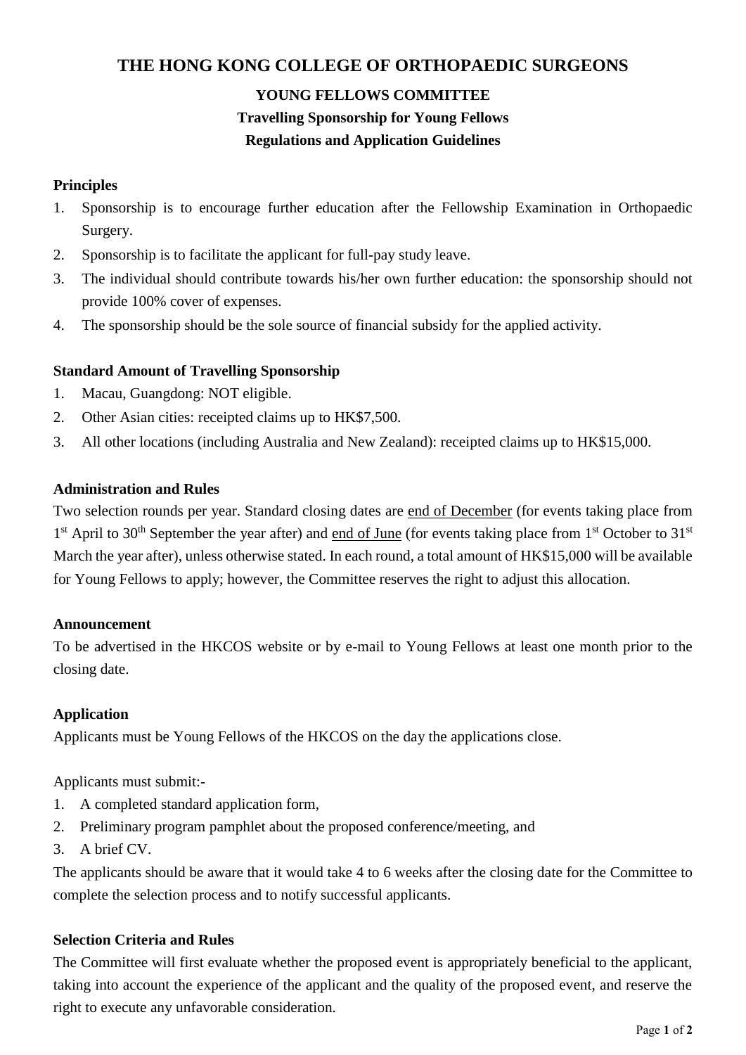# THE HONG KONG COLLEGE OF ORTHOPAEDIC SURGEONS

## YOUNG FELLOWS COMMITTEE

## Travelling Sponsorship for Young Fellows

## Regulations and Application Guidelines

### Principles

1. Sponsorship is to encourage further education after the Fellowship Examination in Orthopaedic Surgery.
2. Sponsorship is to facilitate the applicant for full-pay study leave.
3. The individual should contribute towards his/her own further education: the sponsorship should not provide 100% cover of expenses.
4. The sponsorship should be the sole source of financial subsidy for the applied activity.

### Standard Amount of Travelling Sponsorship

1. Macau, Guangdong: NOT eligible.
2. Other Asian cities: receipted claims up to HK$7,500.
3. All other locations (including Australia and New Zealand): receipted claims up to HK$15,000.

### Administration and Rules

Two selection rounds per year. Standard closing dates are <u>end of December</u> (for events taking place from 1st April to 30th September the year after) and <u>end of June</u> (for events taking place from 1st October to 31st March the year after), unless otherwise stated. In each round, a total amount of HK$15,000 will be available for Young Fellows to apply; however, the Committee reserves the right to adjust this allocation.

### Announcement

To be advertised in the HKCOS website or by e-mail to Young Fellows at least one month prior to the closing date.

### Application

Applicants must be Young Fellows of the HKCOS on the day the applications close.

Applicants must submit:-

1. A completed standard application form,
2. Preliminary program pamphlet about the proposed conference/meeting, and
3. A brief CV.

The applicants should be aware that it would take 4 to 6 weeks after the closing date for the Committee to complete the selection process and to notify successful applicants.

### Selection Criteria and Rules

The Committee will first evaluate whether the proposed event is appropriately beneficial to the applicant, taking into account the experience of the applicant and the quality of the proposed event, and reserve the right to execute any unfavorable consideration.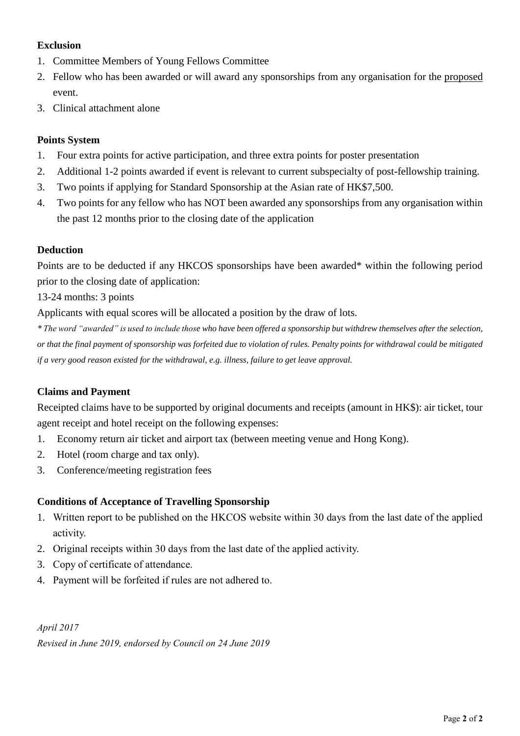**Exclusion**

1. Committee Members of Young Fellows Committee
2. Fellow who has been awarded or will award any sponsorships from any organisation for the proposed event.
3. Clinical attachment alone

**Points System**

1. Four extra points for active participation, and three extra points for poster presentation
2. Additional 1-2 points awarded if event is relevant to current subspecialty of post-fellowship training.
3. Two points if applying for Standard Sponsorship at the Asian rate of HK$7,500.
4. Two points for any fellow who has NOT been awarded any sponsorships from any organisation within the past 12 months prior to the closing date of the application

**Deduction**

Points are to be deducted if any HKCOS sponsorships have been awarded* within the following period prior to the closing date of application:

13-24 months: 3 points

Applicants with equal scores will be allocated a position by the draw of lots.

*\* The word "awarded" is used to include those who have been offered a sponsorship but withdrew themselves after the selection, or that the final payment of sponsorship was forfeited due to violation of rules. Penalty points for withdrawal could be mitigated if a very good reason existed for the withdrawal, e.g. illness, failure to get leave approval.*

**Claims and Payment**

Receipted claims have to be supported by original documents and receipts (amount in HK$): air ticket, tour agent receipt and hotel receipt on the following expenses:

1. Economy return air ticket and airport tax (between meeting venue and Hong Kong).
2. Hotel (room charge and tax only).
3. Conference/meeting registration fees

**Conditions of Acceptance of Travelling Sponsorship**

1. Written report to be published on the HKCOS website within 30 days from the last date of the applied activity.
2. Original receipts within 30 days from the last date of the applied activity.
3. Copy of certificate of attendance.
4. Payment will be forfeited if rules are not adhered to.

*April 2017*

*Revised in June 2019, endorsed by Council on 24 June 2019*